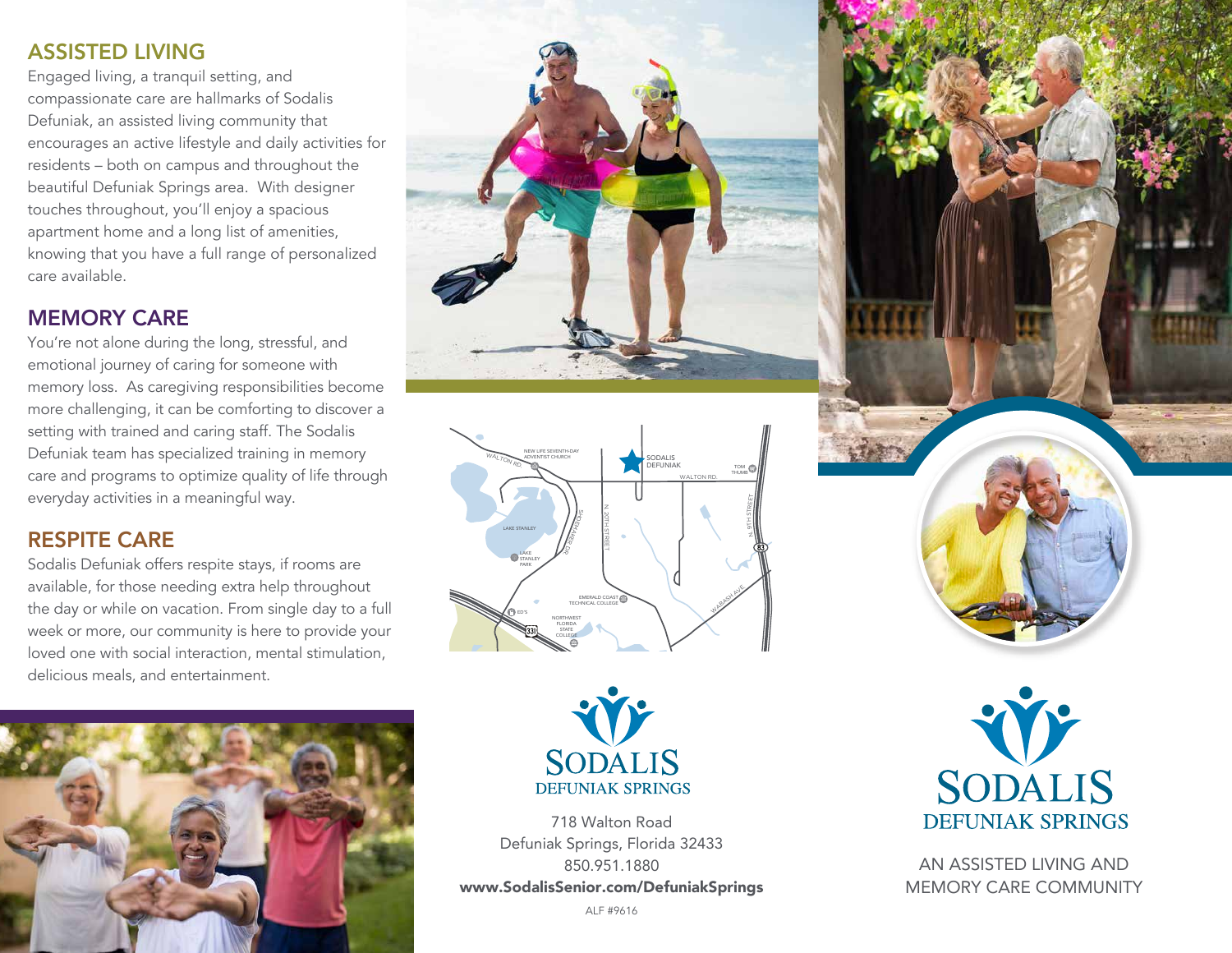## ASSISTED LIVING

Engaged living, a tranquil setting, and compassionate care are hallmarks of Sodalis Defuniak, an assisted living community that encourages an active lifestyle and daily activities for residents – both on campus and throughout the beautiful Defuniak Springs area. With designer touches throughout, you'll enjoy a spacious apartment home and a long list of amenities, knowing that you have a full range of personalized care available.

## MEMORY CARE

You're not alone during the long, stressful, and emotional journey of caring for someone with memory loss. As caregiving responsibilities become more challenging, it can be comforting to discover a setting with trained and caring staff. The Sodalis Defuniak team has specialized training in memory care and programs to optimize quality of life through everyday activities in a meaningful way.

## RESPITE CARE

Sodalis Defuniak offers respite stays, if rooms are available, for those needing extra help throughout the day or while on vacation. From single day to a full week or more, our community is here to provide your loved one with social interaction, mental stimulation, delicious meals, and entertainment.

SODALIS
DEFUNIAK SPRINGS

718 Walton Road
Defuniak Springs, Florida 32433
850.951.1880
**www.SodalisSenior.com/DefuniakSprings**

ALF #9616

# SODALIS
## DEFUNIAK SPRINGS

AN ASSISTED LIVING AND MEMORY CARE COMMUNITY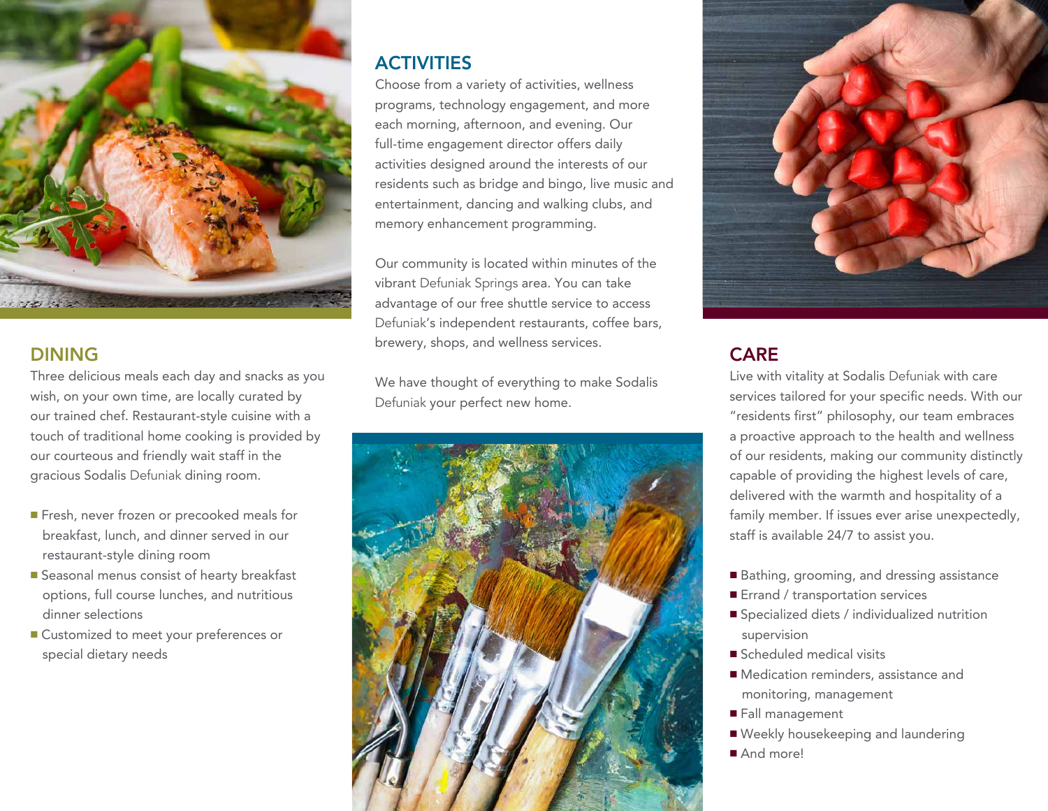## DINING

Three delicious meals each day and snacks as you wish, on your own time, are locally curated by our trained chef. Restaurant-style cuisine with a touch of traditional home cooking is provided by our courteous and friendly wait staff in the gracious Sodalis Defuniak dining room.

- Fresh, never frozen or precooked meals for breakfast, lunch, and dinner served in our restaurant-style dining room
- Seasonal menus consist of hearty breakfast options, full course lunches, and nutritious dinner selections
- Customized to meet your preferences or special dietary needs

## ACTIVITIES

Choose from a variety of activities, wellness programs, technology engagement, and more each morning, afternoon, and evening. Our full-time engagement director offers daily activities designed around the interests of our residents such as bridge and bingo, live music and entertainment, dancing and walking clubs, and memory enhancement programming.

Our community is located within minutes of the vibrant Defuniak Springs area. You can take advantage of our free shuttle service to access Defuniak's independent restaurants, coffee bars, brewery, shops, and wellness services.

We have thought of everything to make Sodalis Defuniak your perfect new home.

## CARE

Live with vitality at Sodalis Defuniak with care services tailored for your specific needs. With our "residents first" philosophy, our team embraces a proactive approach to the health and wellness of our residents, making our community distinctly capable of providing the highest levels of care, delivered with the warmth and hospitality of a family member. If issues ever arise unexpectedly, staff is available 24/7 to assist you.

- Bathing, grooming, and dressing assistance
- Errand / transportation services
- Specialized diets / individualized nutrition supervision
- Scheduled medical visits
- Medication reminders, assistance and monitoring, management
- Fall management
- Weekly housekeeping and laundering
- And more!